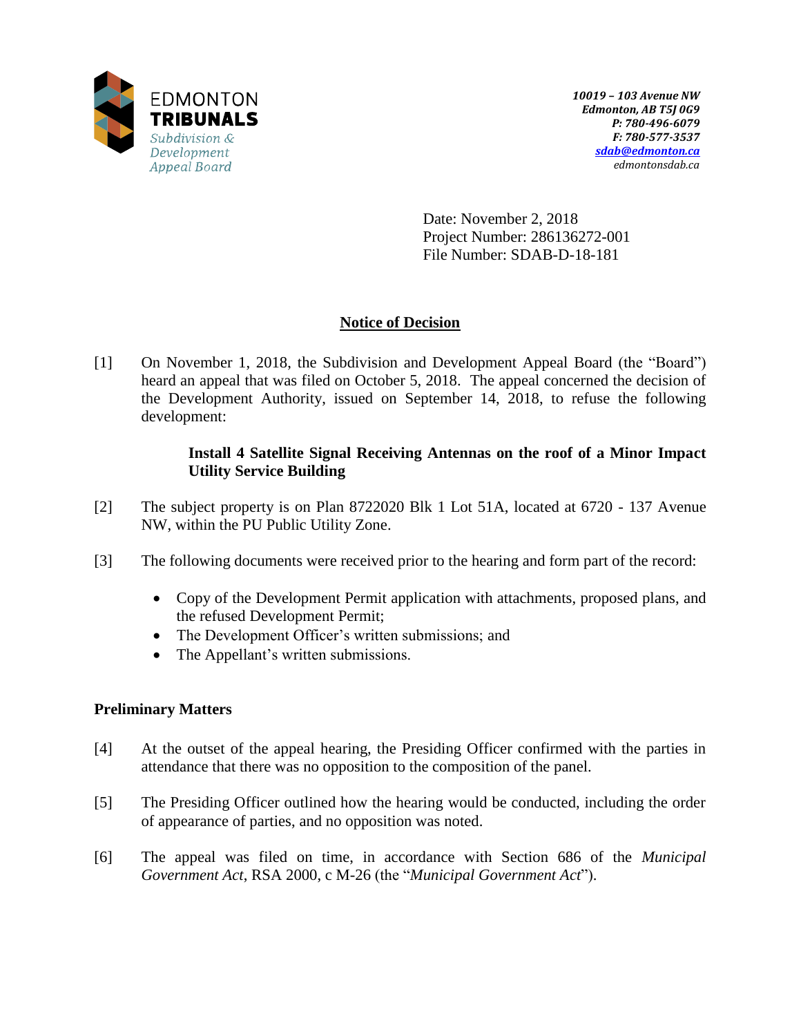EDMONTON
**TRIBUNALS**
*Subdivision & Development Appeal Board*

***10019 – 103 Avenue NW***
***Edmonton, AB T5J 0G9***
***P: 780-496-6079***
***F: 780-577-3537***
***sdab@edmonton.ca***
*edmontonsdab.ca*

Date: November 2, 2018
Project Number: 286136272-001
File Number: SDAB-D-18-181

## Notice of Decision

[1] On November 1, 2018, the Subdivision and Development Appeal Board (the "Board") heard an appeal that was filed on October 5, 2018. The appeal concerned the decision of the Development Authority, issued on September 14, 2018, to refuse the following development:

> **Install 4 Satellite Signal Receiving Antennas on the roof of a Minor Impact Utility Service Building**

[2] The subject property is on Plan 8722020 Blk 1 Lot 51A, located at 6720 - 137 Avenue NW, within the PU Public Utility Zone.

[3] The following documents were received prior to the hearing and form part of the record:

- Copy of the Development Permit application with attachments, proposed plans, and the refused Development Permit;
- The Development Officer's written submissions; and
- The Appellant's written submissions.

### Preliminary Matters

[4] At the outset of the appeal hearing, the Presiding Officer confirmed with the parties in attendance that there was no opposition to the composition of the panel.

[5] The Presiding Officer outlined how the hearing would be conducted, including the order of appearance of parties, and no opposition was noted.

[6] The appeal was filed on time, in accordance with Section 686 of the *Municipal Government Act*, RSA 2000, c M-26 (the "*Municipal Government Act*").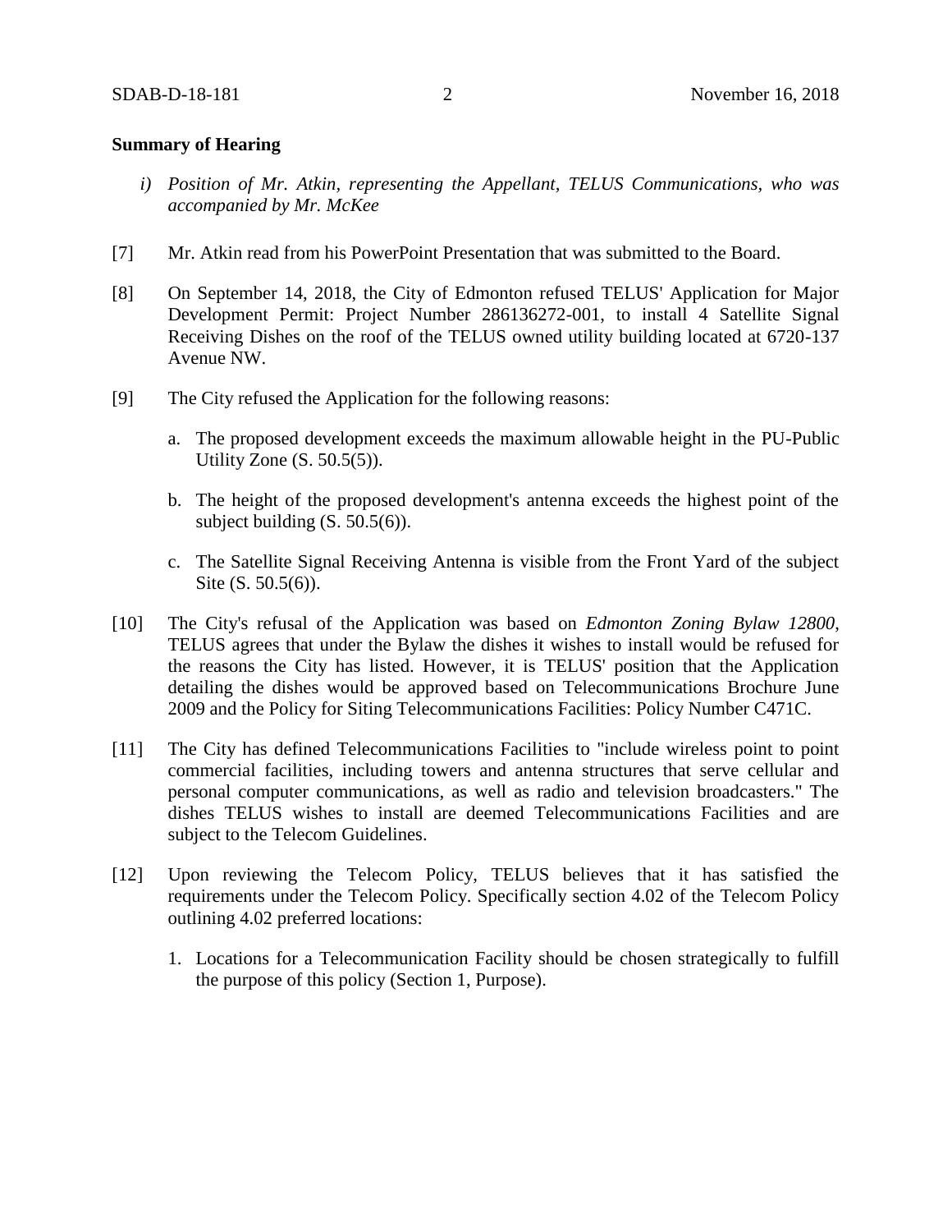**Summary of Hearing**

*i) Position of Mr. Atkin, representing the Appellant, TELUS Communications, who was accompanied by Mr. McKee*

[7] Mr. Atkin read from his PowerPoint Presentation that was submitted to the Board.

[8] On September 14, 2018, the City of Edmonton refused TELUS' Application for Major Development Permit: Project Number 286136272-001, to install 4 Satellite Signal Receiving Dishes on the roof of the TELUS owned utility building located at 6720-137 Avenue NW.

[9] The City refused the Application for the following reasons:

a. The proposed development exceeds the maximum allowable height in the PU-Public Utility Zone (S. 50.5(5)).

b. The height of the proposed development's antenna exceeds the highest point of the subject building (S. 50.5(6)).

c. The Satellite Signal Receiving Antenna is visible from the Front Yard of the subject Site (S. 50.5(6)).

[10] The City's refusal of the Application was based on *Edmonton Zoning Bylaw 12800*, TELUS agrees that under the Bylaw the dishes it wishes to install would be refused for the reasons the City has listed. However, it is TELUS' position that the Application detailing the dishes would be approved based on Telecommunications Brochure June 2009 and the Policy for Siting Telecommunications Facilities: Policy Number C471C.

[11] The City has defined Telecommunications Facilities to "include wireless point to point commercial facilities, including towers and antenna structures that serve cellular and personal computer communications, as well as radio and television broadcasters." The dishes TELUS wishes to install are deemed Telecommunications Facilities and are subject to the Telecom Guidelines.

[12] Upon reviewing the Telecom Policy, TELUS believes that it has satisfied the requirements under the Telecom Policy. Specifically section 4.02 of the Telecom Policy outlining 4.02 preferred locations:

1. Locations for a Telecommunication Facility should be chosen strategically to fulfill the purpose of this policy (Section 1, Purpose).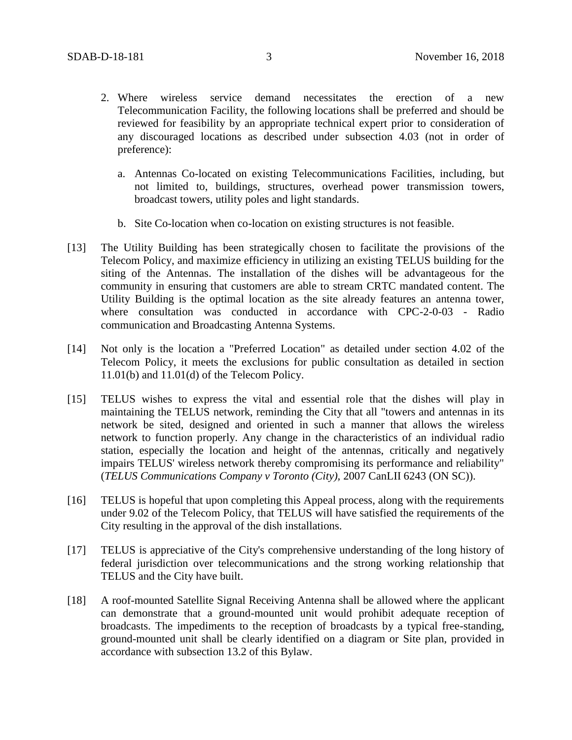2. Where wireless service demand necessitates the erection of a new Telecommunication Facility, the following locations shall be preferred and should be reviewed for feasibility by an appropriate technical expert prior to consideration of any discouraged locations as described under subsection 4.03 (not in order of preference):

    a. Antennas Co-located on existing Telecommunications Facilities, including, but not limited to, buildings, structures, overhead power transmission towers, broadcast towers, utility poles and light standards.

    b. Site Co-location when co-location on existing structures is not feasible.

[13] The Utility Building has been strategically chosen to facilitate the provisions of the Telecom Policy, and maximize efficiency in utilizing an existing TELUS building for the siting of the Antennas. The installation of the dishes will be advantageous for the community in ensuring that customers are able to stream CRTC mandated content. The Utility Building is the optimal location as the site already features an antenna tower, where consultation was conducted in accordance with CPC-2-0-03 - Radio communication and Broadcasting Antenna Systems.

[14] Not only is the location a "Preferred Location" as detailed under section 4.02 of the Telecom Policy, it meets the exclusions for public consultation as detailed in section 11.01(b) and 11.01(d) of the Telecom Policy.

[15] TELUS wishes to express the vital and essential role that the dishes will play in maintaining the TELUS network, reminding the City that all "towers and antennas in its network be sited, designed and oriented in such a manner that allows the wireless network to function properly. Any change in the characteristics of an individual radio station, especially the location and height of the antennas, critically and negatively impairs TELUS' wireless network thereby compromising its performance and reliability" (*TELUS Communications Company v Toronto (City)*, 2007 CanLII 6243 (ON SC)).

[16] TELUS is hopeful that upon completing this Appeal process, along with the requirements under 9.02 of the Telecom Policy, that TELUS will have satisfied the requirements of the City resulting in the approval of the dish installations.

[17] TELUS is appreciative of the City's comprehensive understanding of the long history of federal jurisdiction over telecommunications and the strong working relationship that TELUS and the City have built.

[18] A roof-mounted Satellite Signal Receiving Antenna shall be allowed where the applicant can demonstrate that a ground-mounted unit would prohibit adequate reception of broadcasts. The impediments to the reception of broadcasts by a typical free-standing, ground-mounted unit shall be clearly identified on a diagram or Site plan, provided in accordance with subsection 13.2 of this Bylaw.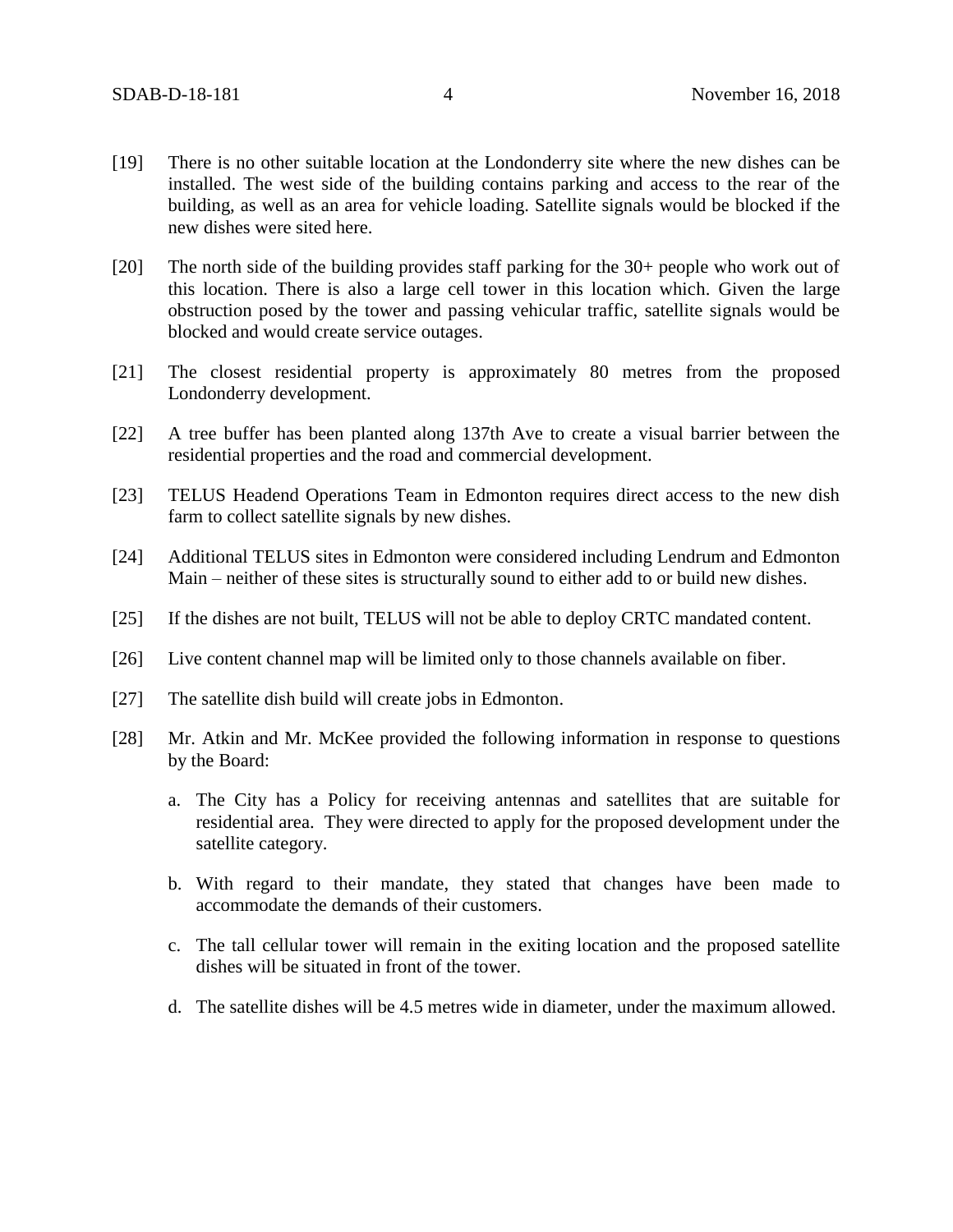[19] There is no other suitable location at the Londonderry site where the new dishes can be installed. The west side of the building contains parking and access to the rear of the building, as well as an area for vehicle loading. Satellite signals would be blocked if the new dishes were sited here.

[20] The north side of the building provides staff parking for the 30+ people who work out of this location. There is also a large cell tower in this location which. Given the large obstruction posed by the tower and passing vehicular traffic, satellite signals would be blocked and would create service outages.

[21] The closest residential property is approximately 80 metres from the proposed Londonderry development.

[22] A tree buffer has been planted along 137th Ave to create a visual barrier between the residential properties and the road and commercial development.

[23] TELUS Headend Operations Team in Edmonton requires direct access to the new dish farm to collect satellite signals by new dishes.

[24] Additional TELUS sites in Edmonton were considered including Lendrum and Edmonton Main – neither of these sites is structurally sound to either add to or build new dishes.

[25] If the dishes are not built, TELUS will not be able to deploy CRTC mandated content.

[26] Live content channel map will be limited only to those channels available on fiber.

[27] The satellite dish build will create jobs in Edmonton.

[28] Mr. Atkin and Mr. McKee provided the following information in response to questions by the Board:

a. The City has a Policy for receiving antennas and satellites that are suitable for residential area. They were directed to apply for the proposed development under the satellite category.

b. With regard to their mandate, they stated that changes have been made to accommodate the demands of their customers.

c. The tall cellular tower will remain in the exiting location and the proposed satellite dishes will be situated in front of the tower.

d. The satellite dishes will be 4.5 metres wide in diameter, under the maximum allowed.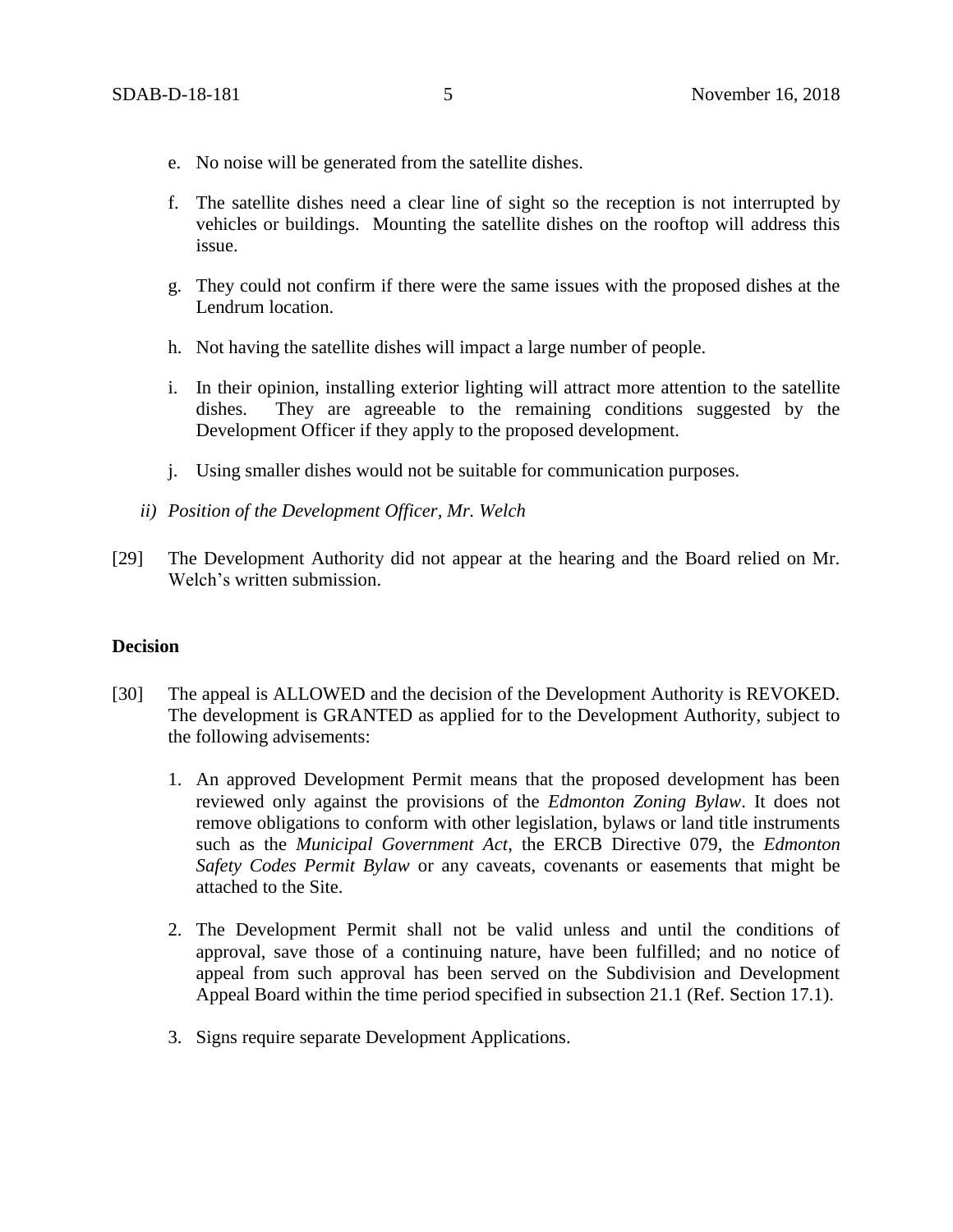e. No noise will be generated from the satellite dishes.

f. The satellite dishes need a clear line of sight so the reception is not interrupted by vehicles or buildings. Mounting the satellite dishes on the rooftop will address this issue.

g. They could not confirm if there were the same issues with the proposed dishes at the Lendrum location.

h. Not having the satellite dishes will impact a large number of people.

i. In their opinion, installing exterior lighting will attract more attention to the satellite dishes. They are agreeable to the remaining conditions suggested by the Development Officer if they apply to the proposed development.

j. Using smaller dishes would not be suitable for communication purposes.

*ii) Position of the Development Officer, Mr. Welch*

[29] The Development Authority did not appear at the hearing and the Board relied on Mr. Welch's written submission.

**Decision**

[30] The appeal is ALLOWED and the decision of the Development Authority is REVOKED. The development is GRANTED as applied for to the Development Authority, subject to the following advisements:

1. An approved Development Permit means that the proposed development has been reviewed only against the provisions of the *Edmonton Zoning Bylaw*. It does not remove obligations to conform with other legislation, bylaws or land title instruments such as the *Municipal Government Act*, the ERCB Directive 079, the *Edmonton Safety Codes Permit Bylaw* or any caveats, covenants or easements that might be attached to the Site.

2. The Development Permit shall not be valid unless and until the conditions of approval, save those of a continuing nature, have been fulfilled; and no notice of appeal from such approval has been served on the Subdivision and Development Appeal Board within the time period specified in subsection 21.1 (Ref. Section 17.1).

3. Signs require separate Development Applications.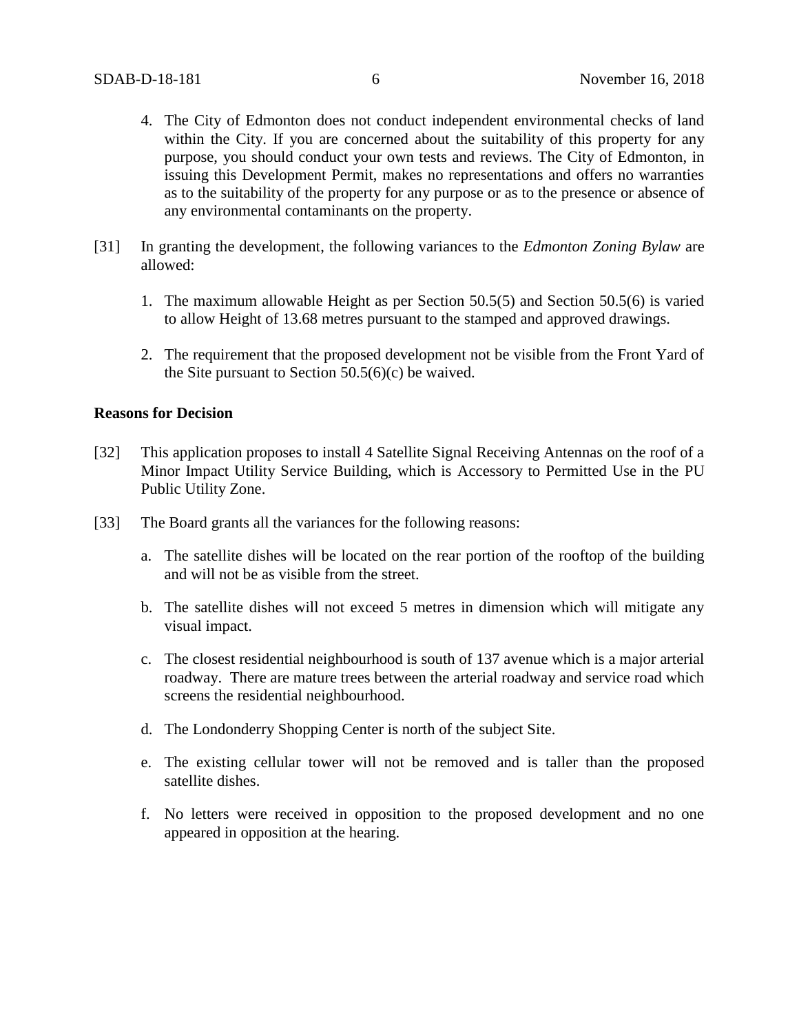4. The City of Edmonton does not conduct independent environmental checks of land within the City. If you are concerned about the suitability of this property for any purpose, you should conduct your own tests and reviews. The City of Edmonton, in issuing this Development Permit, makes no representations and offers no warranties as to the suitability of the property for any purpose or as to the presence or absence of any environmental contaminants on the property.

[31] In granting the development, the following variances to the *Edmonton Zoning Bylaw* are allowed:

1. The maximum allowable Height as per Section 50.5(5) and Section 50.5(6) is varied to allow Height of 13.68 metres pursuant to the stamped and approved drawings.

2. The requirement that the proposed development not be visible from the Front Yard of the Site pursuant to Section 50.5(6)(c) be waived.

**Reasons for Decision**

[32] This application proposes to install 4 Satellite Signal Receiving Antennas on the roof of a Minor Impact Utility Service Building, which is Accessory to Permitted Use in the PU Public Utility Zone.

[33] The Board grants all the variances for the following reasons:

a. The satellite dishes will be located on the rear portion of the rooftop of the building and will not be as visible from the street.

b. The satellite dishes will not exceed 5 metres in dimension which will mitigate any visual impact.

c. The closest residential neighbourhood is south of 137 avenue which is a major arterial roadway. There are mature trees between the arterial roadway and service road which screens the residential neighbourhood.

d. The Londonderry Shopping Center is north of the subject Site.

e. The existing cellular tower will not be removed and is taller than the proposed satellite dishes.

f. No letters were received in opposition to the proposed development and no one appeared in opposition at the hearing.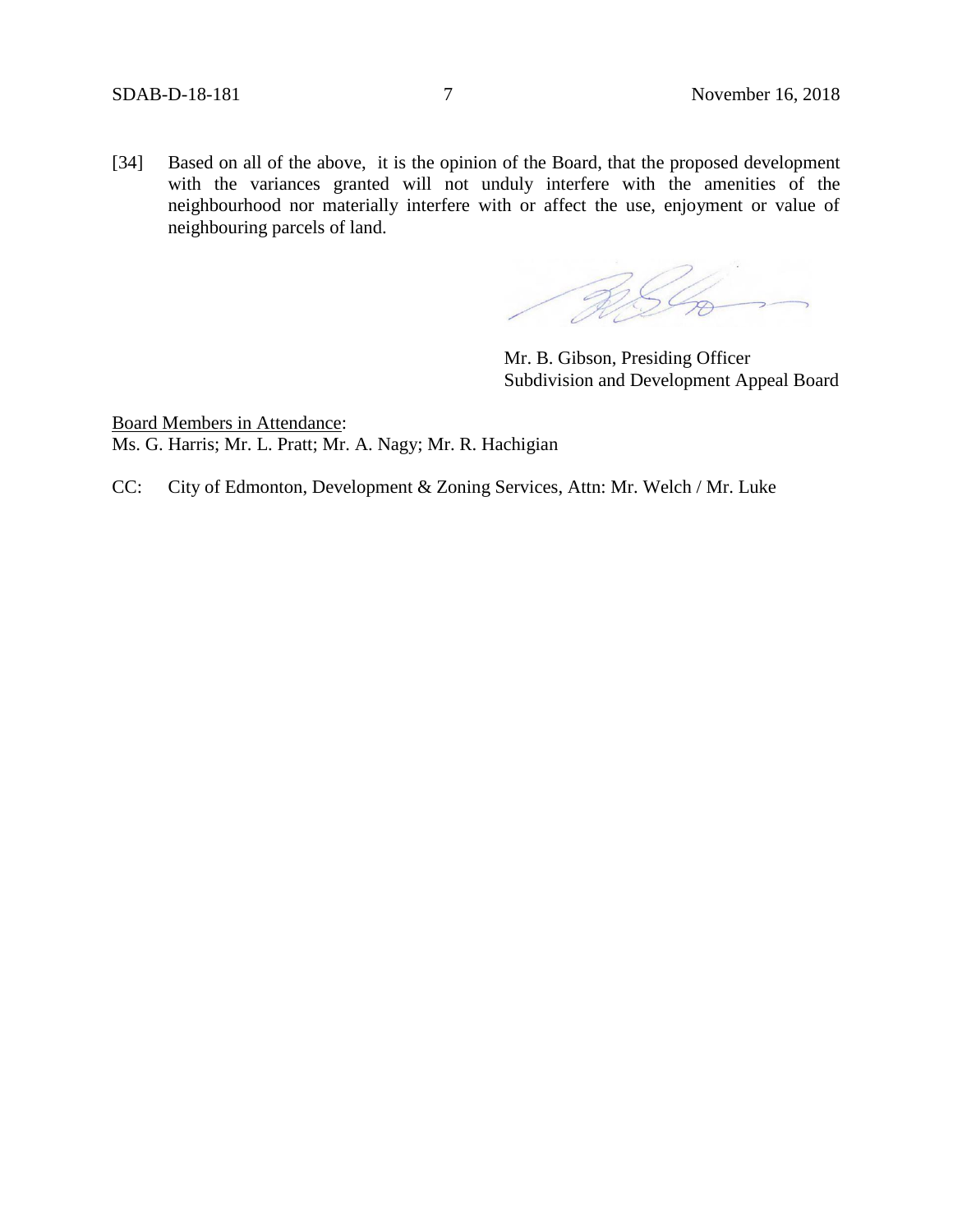[34] Based on all of the above, it is the opinion of the Board, that the proposed development with the variances granted will not unduly interfere with the amenities of the neighbourhood nor materially interfere with or affect the use, enjoyment or value of neighbouring parcels of land.

Mr. B. Gibson, Presiding Officer
Subdivision and Development Appeal Board

Board Members in Attendance:
Ms. G. Harris; Mr. L. Pratt; Mr. A. Nagy; Mr. R. Hachigian

CC: City of Edmonton, Development & Zoning Services, Attn: Mr. Welch / Mr. Luke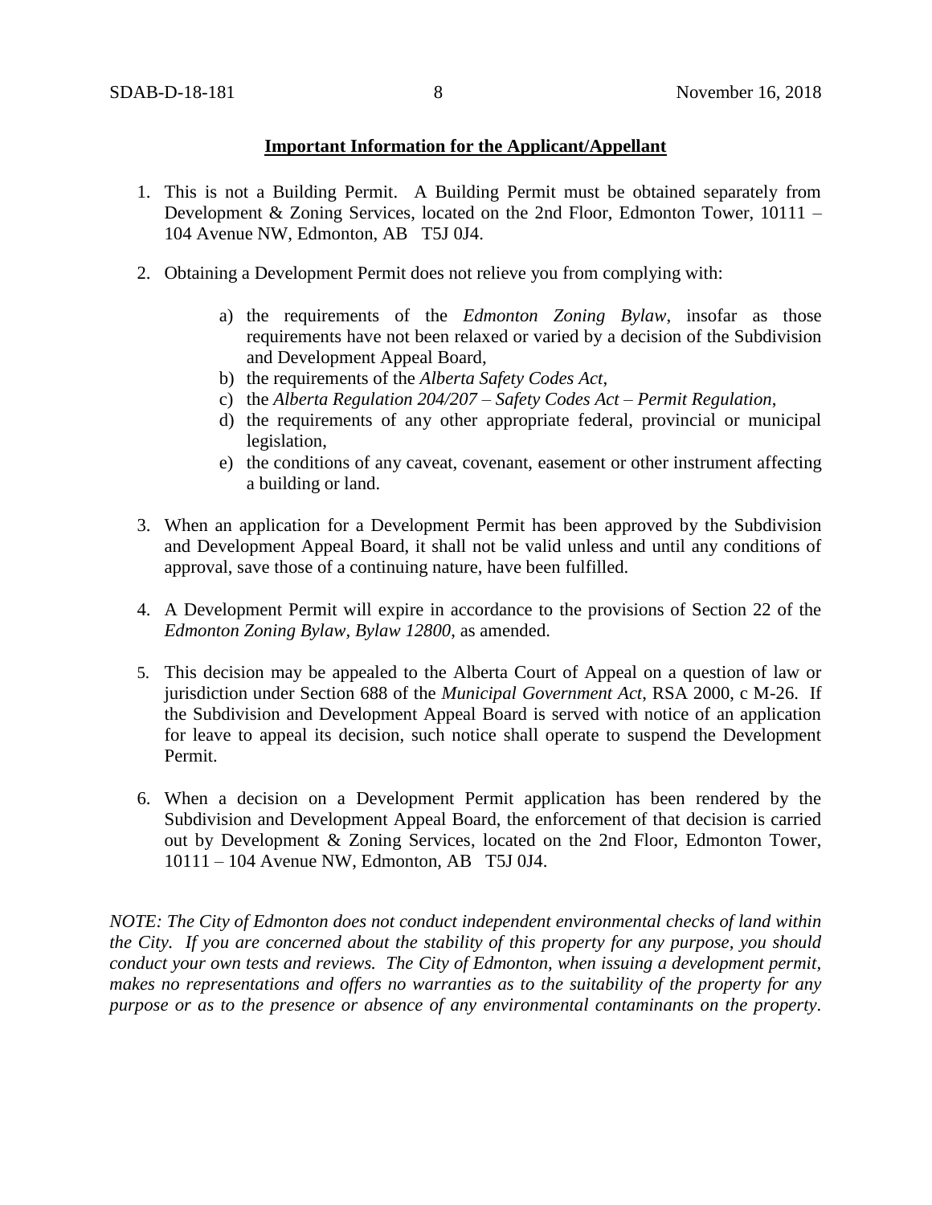**Important Information for the Applicant/Appellant**

1. This is not a Building Permit. A Building Permit must be obtained separately from Development & Zoning Services, located on the 2nd Floor, Edmonton Tower, 10111 – 104 Avenue NW, Edmonton, AB T5J 0J4.

2. Obtaining a Development Permit does not relieve you from complying with:

    a) the requirements of the *Edmonton Zoning Bylaw*, insofar as those requirements have not been relaxed or varied by a decision of the Subdivision and Development Appeal Board,
    b) the requirements of the *Alberta Safety Codes Act*,
    c) the *Alberta Regulation 204/207 – Safety Codes Act – Permit Regulation*,
    d) the requirements of any other appropriate federal, provincial or municipal legislation,
    e) the conditions of any caveat, covenant, easement or other instrument affecting a building or land.

3. When an application for a Development Permit has been approved by the Subdivision and Development Appeal Board, it shall not be valid unless and until any conditions of approval, save those of a continuing nature, have been fulfilled.

4. A Development Permit will expire in accordance to the provisions of Section 22 of the *Edmonton Zoning Bylaw, Bylaw 12800*, as amended.

5. This decision may be appealed to the Alberta Court of Appeal on a question of law or jurisdiction under Section 688 of the *Municipal Government Act*, RSA 2000, c M-26. If the Subdivision and Development Appeal Board is served with notice of an application for leave to appeal its decision, such notice shall operate to suspend the Development Permit.

6. When a decision on a Development Permit application has been rendered by the Subdivision and Development Appeal Board, the enforcement of that decision is carried out by Development & Zoning Services, located on the 2nd Floor, Edmonton Tower, 10111 – 104 Avenue NW, Edmonton, AB T5J 0J4.

*NOTE: The City of Edmonton does not conduct independent environmental checks of land within the City. If you are concerned about the stability of this property for any purpose, you should conduct your own tests and reviews. The City of Edmonton, when issuing a development permit, makes no representations and offers no warranties as to the suitability of the property for any purpose or as to the presence or absence of any environmental contaminants on the property.*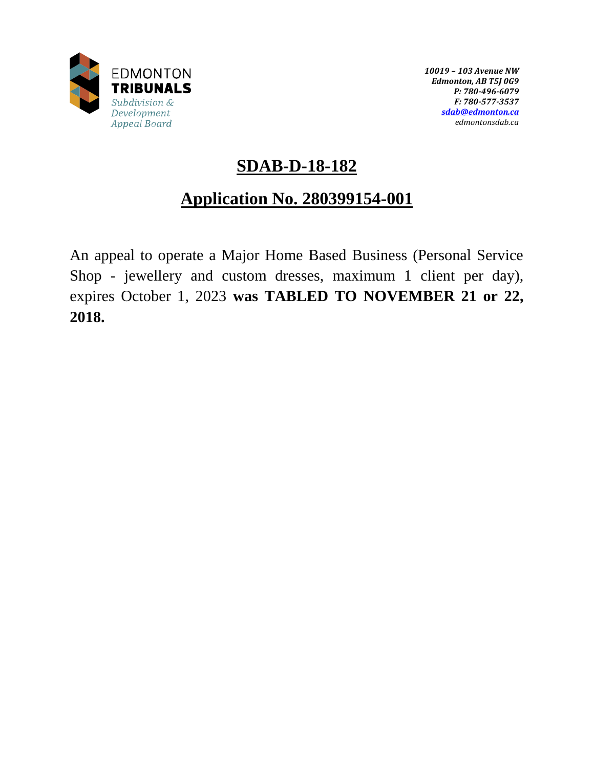EDMONTON
**TRIBUNALS**
*Subdivision & Development Appeal Board*

***10019 – 103 Avenue NW***
***Edmonton, AB T5J 0G9***
***P: 780-496-6079***
***F: 780-577-3537***
***sdab@edmonton.ca***
*edmontonsdab.ca*

# SDAB-D-18-182

## Application No. 280399154-001

An appeal to operate a Major Home Based Business (Personal Service Shop - jewellery and custom dresses, maximum 1 client per day), expires October 1, 2023 **was TABLED TO NOVEMBER 21 or 22, 2018.**